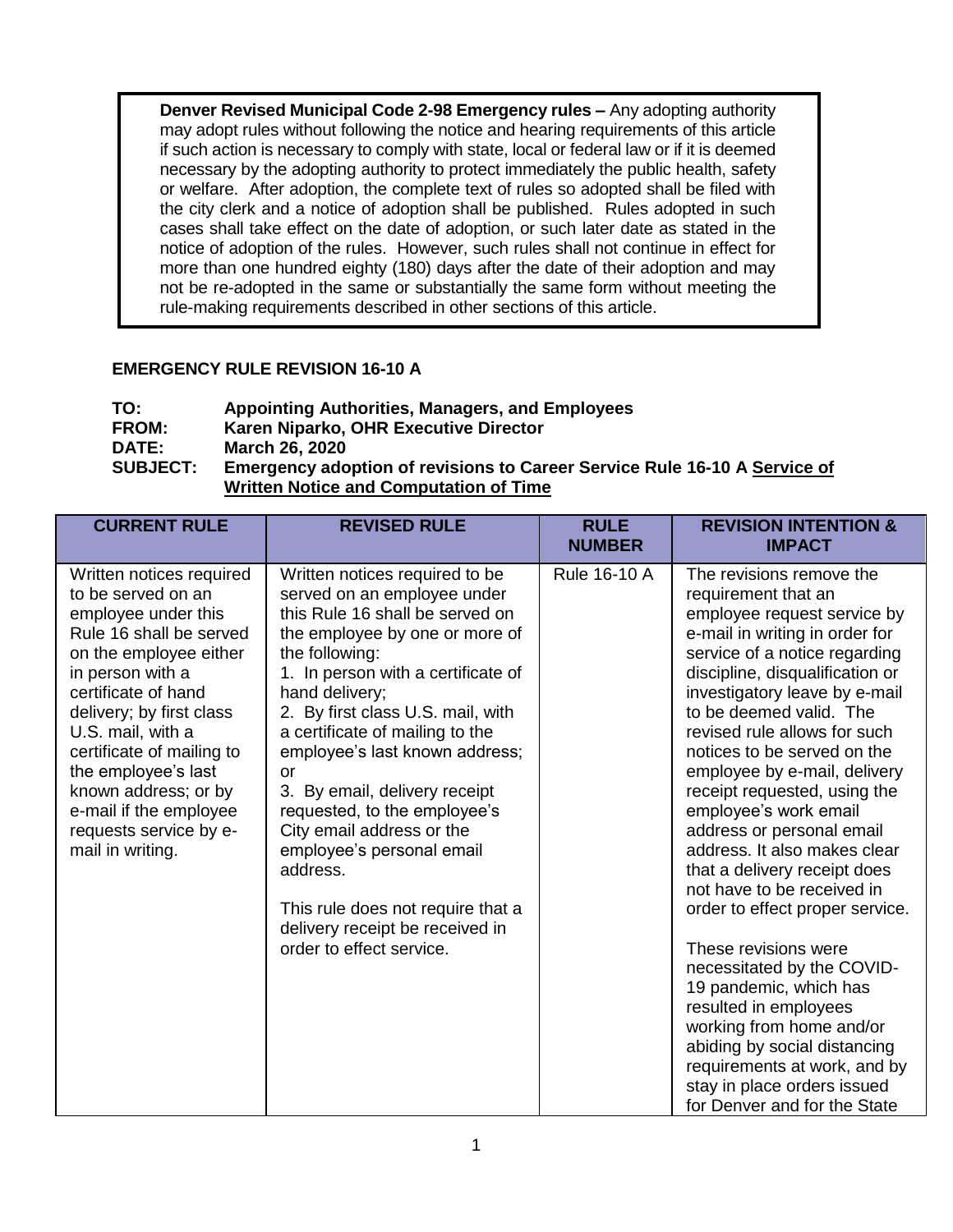**Denver Revised Municipal Code 2-98 Emergency rules –** Any adopting authority may adopt rules without following the notice and hearing requirements of this article if such action is necessary to comply with state, local or federal law or if it is deemed necessary by the adopting authority to protect immediately the public health, safety or welfare. After adoption, the complete text of rules so adopted shall be filed with the city clerk and a notice of adoption shall be published. Rules adopted in such cases shall take effect on the date of adoption, or such later date as stated in the notice of adoption of the rules. However, such rules shall not continue in effect for more than one hundred eighty (180) days after the date of their adoption and may not be re-adopted in the same or substantially the same form without meeting the rule-making requirements described in other sections of this article.

**EMERGENCY RULE REVISION 16-10 A**

**TO:** **Appointing Authorities, Managers, and Employees**
**FROM:** **Karen Niparko, OHR Executive Director**
**DATE:** **March 26, 2020**
**SUBJECT:** **Emergency adoption of revisions to Career Service Rule 16-10 A <u>Service of Written Notice and Computation of Time</u>**

| CURRENT RULE | REVISED RULE | RULE NUMBER | REVISION INTENTION & IMPACT |
|---|---|---|---|
| Written notices required to be served on an employee under this Rule 16 shall be served on the employee either in person with a certificate of hand delivery; by first class U.S. mail, with a certificate of mailing to the employee's last known address; or by e-mail if the employee requests service by e-mail in writing. | Written notices required to be served on an employee under this Rule 16 shall be served on the employee by one or more of the following:<br>1. In person with a certificate of hand delivery;<br>2. By first class U.S. mail, with a certificate of mailing to the employee's last known address; or<br>3. By email, delivery receipt requested, to the employee's City email address or the employee's personal email address.<br><br>This rule does not require that a delivery receipt be received in order to effect service. | Rule 16-10 A | The revisions remove the requirement that an employee request service by e-mail in writing in order for service of a notice regarding discipline, disqualification or investigatory leave by e-mail to be deemed valid. The revised rule allows for such notices to be served on the employee by e-mail, delivery receipt requested, using the employee's work email address or personal email address. It also makes clear that a delivery receipt does not have to be received in order to effect proper service.<br><br>These revisions were necessitated by the COVID-19 pandemic, which has resulted in employees working from home and/or abiding by social distancing requirements at work, and by stay in place orders issued for Denver and for the State |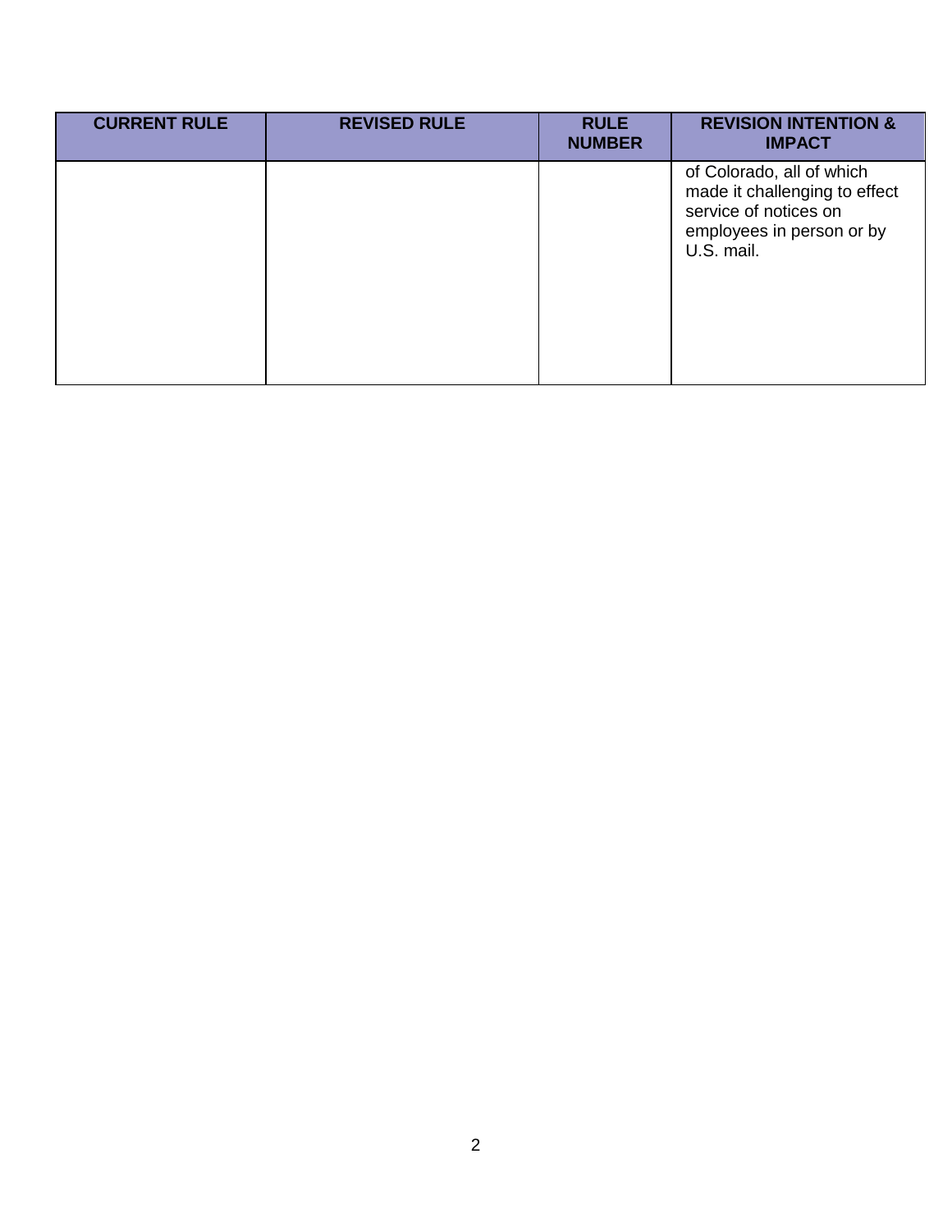| CURRENT RULE | REVISED RULE | RULE NUMBER | REVISION INTENTION & IMPACT |
| --- | --- | --- | --- |
| | | | of Colorado, all of which made it challenging to effect service of notices on employees in person or by U.S. mail. |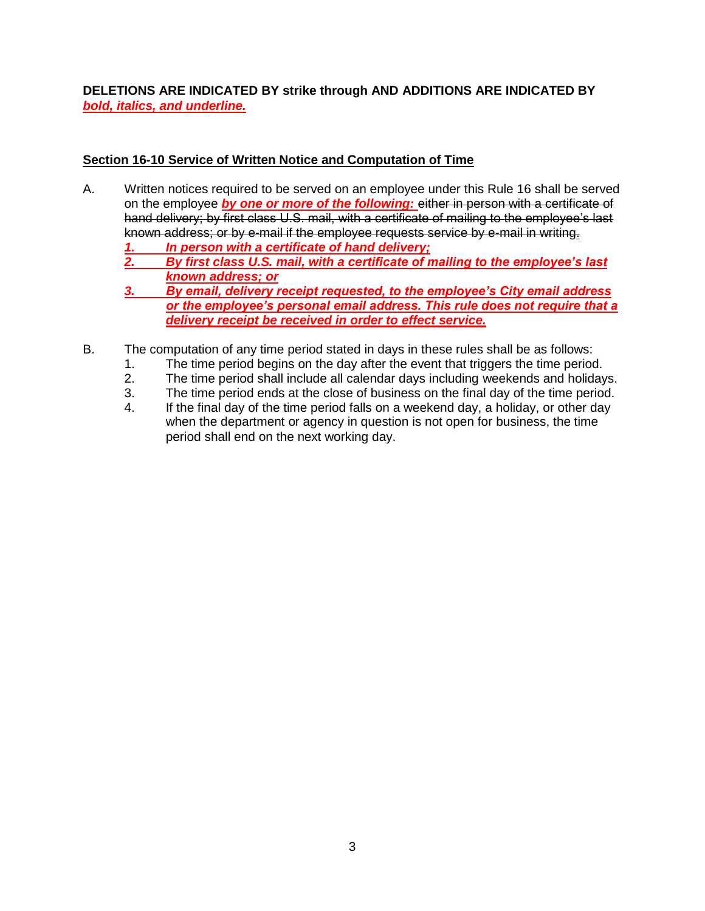**DELETIONS ARE INDICATED BY strike through AND ADDITIONS ARE INDICATED BY _**bold, italics, and underline.**_**

**Section 16-10 Service of Written Notice and Computation of Time**

A. Written notices required to be served on an employee under this Rule 16 shall be served on the employee _**by one or more of the following:**_ ~~either in person with a certificate of hand delivery; by first class U.S. mail, with a certificate of mailing to the employee's last known address; or by e-mail if the employee requests service by e-mail in writing.~~

   _**1. In person with a certificate of hand delivery;**_

   _**2. By first class U.S. mail, with a certificate of mailing to the employee's last known address; or**_

   _**3. By email, delivery receipt requested, to the employee's City email address or the employee's personal email address. This rule does not require that a delivery receipt be received in order to effect service.**_

B. The computation of any time period stated in days in these rules shall be as follows:

   1. The time period begins on the day after the event that triggers the time period.
   2. The time period shall include all calendar days including weekends and holidays.
   3. The time period ends at the close of business on the final day of the time period.
   4. If the final day of the time period falls on a weekend day, a holiday, or other day when the department or agency in question is not open for business, the time period shall end on the next working day.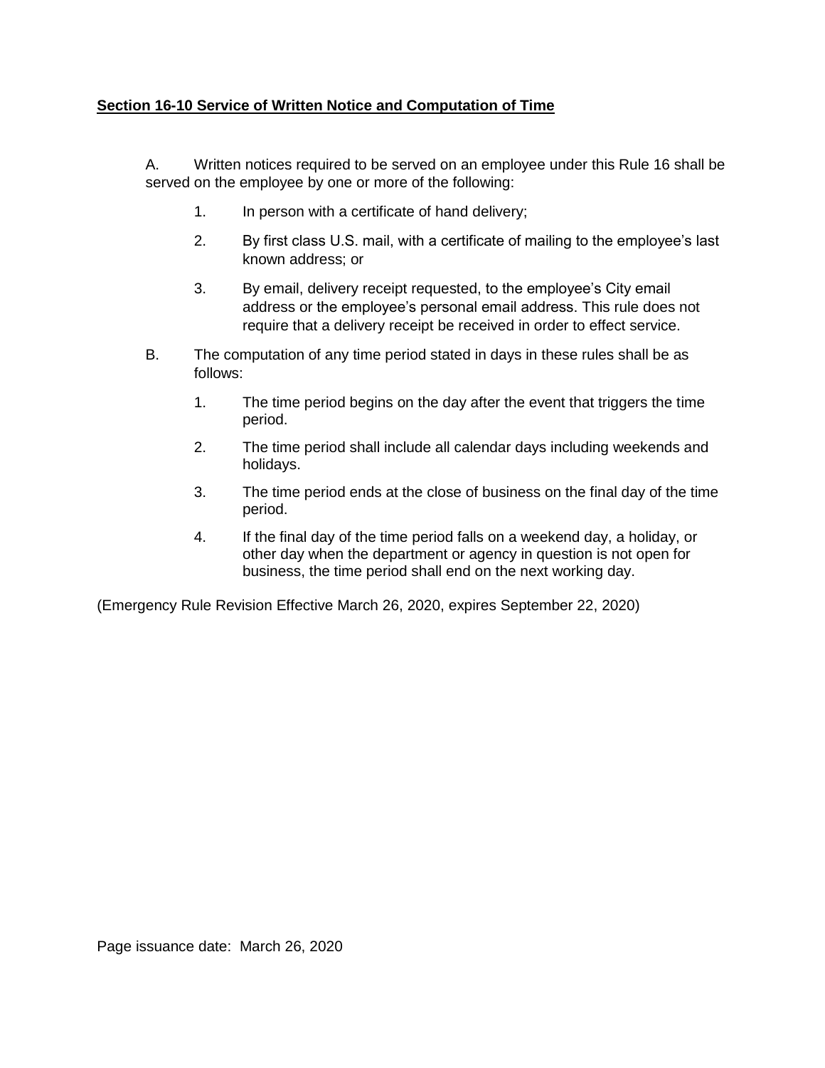## Section 16-10 Service of Written Notice and Computation of Time

A. Written notices required to be served on an employee under this Rule 16 shall be served on the employee by one or more of the following:

1. In person with a certificate of hand delivery;
2. By first class U.S. mail, with a certificate of mailing to the employee's last known address; or
3. By email, delivery receipt requested, to the employee's City email address or the employee's personal email address. This rule does not require that a delivery receipt be received in order to effect service.

B. The computation of any time period stated in days in these rules shall be as follows:

1. The time period begins on the day after the event that triggers the time period.
2. The time period shall include all calendar days including weekends and holidays.
3. The time period ends at the close of business on the final day of the time period.
4. If the final day of the time period falls on a weekend day, a holiday, or other day when the department or agency in question is not open for business, the time period shall end on the next working day.

(Emergency Rule Revision Effective March 26, 2020, expires September 22, 2020)

Page issuance date: March 26, 2020